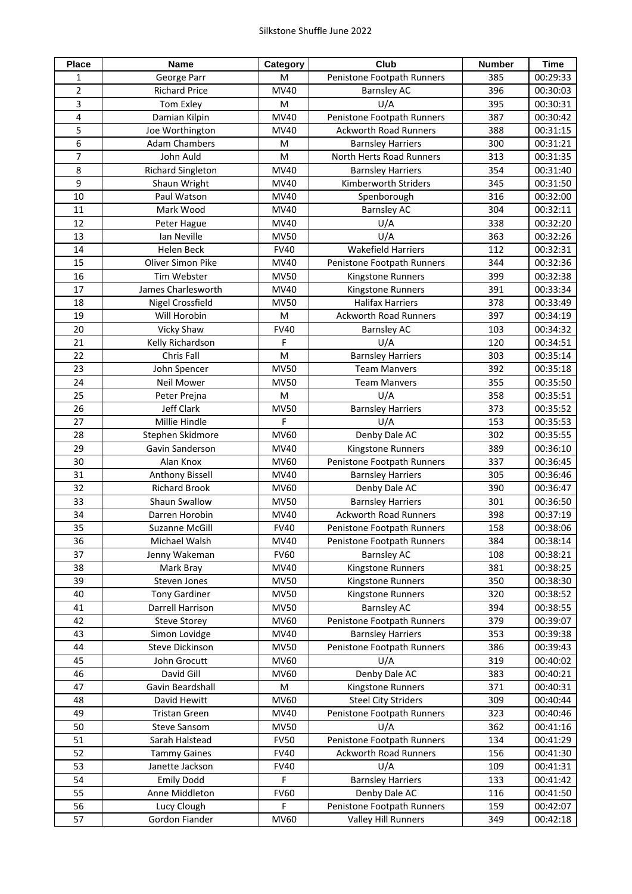# Silkstone Shuffle June 2022

| Place | Name | Category | Club | Number | Time |
|---|---|---|---|---|---|
| 1 | George Parr | M | Penistone Footpath Runners | 385 | 00:29:33 |
| 2 | Richard Price | MV40 | Barnsley AC | 396 | 00:30:03 |
| 3 | Tom Exley | M | U/A | 395 | 00:30:31 |
| 4 | Damian Kilpin | MV40 | Penistone Footpath Runners | 387 | 00:30:42 |
| 5 | Joe Worthington | MV40 | Ackworth Road Runners | 388 | 00:31:15 |
| 6 | Adam Chambers | M | Barnsley Harriers | 300 | 00:31:21 |
| 7 | John Auld | M | North Herts Road Runners | 313 | 00:31:35 |
| 8 | Richard Singleton | MV40 | Barnsley Harriers | 354 | 00:31:40 |
| 9 | Shaun Wright | MV40 | Kimberworth Striders | 345 | 00:31:50 |
| 10 | Paul Watson | MV40 | Spenborough | 316 | 00:32:00 |
| 11 | Mark Wood | MV40 | Barnsley AC | 304 | 00:32:11 |
| 12 | Peter Hague | MV40 | U/A | 338 | 00:32:20 |
| 13 | Ian Neville | MV50 | U/A | 363 | 00:32:26 |
| 14 | Helen Beck | FV40 | Wakefield Harriers | 112 | 00:32:31 |
| 15 | Oliver Simon Pike | MV40 | Penistone Footpath Runners | 344 | 00:32:36 |
| 16 | Tim Webster | MV50 | Kingstone Runners | 399 | 00:32:38 |
| 17 | James Charlesworth | MV40 | Kingstone Runners | 391 | 00:33:34 |
| 18 | Nigel Crossfield | MV50 | Halifax Harriers | 378 | 00:33:49 |
| 19 | Will Horobin | M | Ackworth Road Runners | 397 | 00:34:19 |
| 20 | Vicky Shaw | FV40 | Barnsley AC | 103 | 00:34:32 |
| 21 | Kelly Richardson | F | U/A | 120 | 00:34:51 |
| 22 | Chris Fall | M | Barnsley Harriers | 303 | 00:35:14 |
| 23 | John Spencer | MV50 | Team Manvers | 392 | 00:35:18 |
| 24 | Neil Mower | MV50 | Team Manvers | 355 | 00:35:50 |
| 25 | Peter Prejna | M | U/A | 358 | 00:35:51 |
| 26 | Jeff Clark | MV50 | Barnsley Harriers | 373 | 00:35:52 |
| 27 | Millie Hindle | F | U/A | 153 | 00:35:53 |
| 28 | Stephen Skidmore | MV60 | Denby Dale AC | 302 | 00:35:55 |
| 29 | Gavin Sanderson | MV40 | Kingstone Runners | 389 | 00:36:10 |
| 30 | Alan Knox | MV60 | Penistone Footpath Runners | 337 | 00:36:45 |
| 31 | Anthony Bissell | MV40 | Barnsley Harriers | 305 | 00:36:46 |
| 32 | Richard Brook | MV60 | Denby Dale AC | 390 | 00:36:47 |
| 33 | Shaun Swallow | MV50 | Barnsley Harriers | 301 | 00:36:50 |
| 34 | Darren Horobin | MV40 | Ackworth Road Runners | 398 | 00:37:19 |
| 35 | Suzanne McGill | FV40 | Penistone Footpath Runners | 158 | 00:38:06 |
| 36 | Michael Walsh | MV40 | Penistone Footpath Runners | 384 | 00:38:14 |
| 37 | Jenny Wakeman | FV60 | Barnsley AC | 108 | 00:38:21 |
| 38 | Mark Bray | MV40 | Kingstone Runners | 381 | 00:38:25 |
| 39 | Steven Jones | MV50 | Kingstone Runners | 350 | 00:38:30 |
| 40 | Tony Gardiner | MV50 | Kingstone Runners | 320 | 00:38:52 |
| 41 | Darrell Harrison | MV50 | Barnsley AC | 394 | 00:38:55 |
| 42 | Steve Storey | MV60 | Penistone Footpath Runners | 379 | 00:39:07 |
| 43 | Simon Lovidge | MV40 | Barnsley Harriers | 353 | 00:39:38 |
| 44 | Steve Dickinson | MV50 | Penistone Footpath Runners | 386 | 00:39:43 |
| 45 | John Grocutt | MV60 | U/A | 319 | 00:40:02 |
| 46 | David Gill | MV60 | Denby Dale AC | 383 | 00:40:21 |
| 47 | Gavin Beardshall | M | Kingstone Runners | 371 | 00:40:31 |
| 48 | David Hewitt | MV60 | Steel City Striders | 309 | 00:40:44 |
| 49 | Tristan Green | MV40 | Penistone Footpath Runners | 323 | 00:40:46 |
| 50 | Steve Sansom | MV50 | U/A | 362 | 00:41:16 |
| 51 | Sarah Halstead | FV50 | Penistone Footpath Runners | 134 | 00:41:29 |
| 52 | Tammy Gaines | FV40 | Ackworth Road Runners | 156 | 00:41:30 |
| 53 | Janette Jackson | FV40 | U/A | 109 | 00:41:31 |
| 54 | Emily Dodd | F | Barnsley Harriers | 133 | 00:41:42 |
| 55 | Anne Middleton | FV60 | Denby Dale AC | 116 | 00:41:50 |
| 56 | Lucy Clough | F | Penistone Footpath Runners | 159 | 00:42:07 |
| 57 | Gordon Fiander | MV60 | Valley Hill Runners | 349 | 00:42:18 |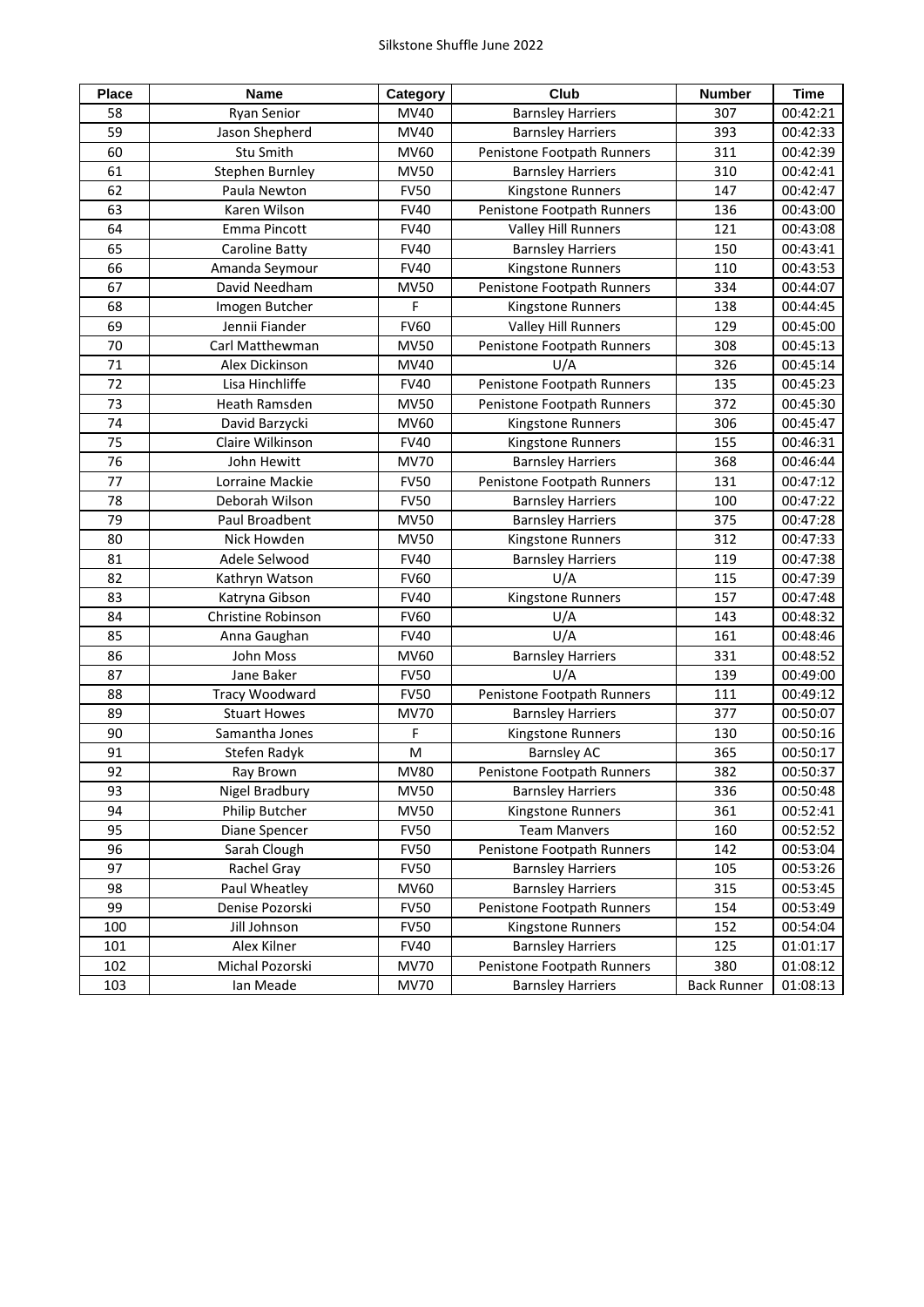| Place | Name | Category | Club | Number | Time |
|---|---|---|---|---|---|
| 58 | Ryan Senior | MV40 | Barnsley Harriers | 307 | 00:42:21 |
| 59 | Jason Shepherd | MV40 | Barnsley Harriers | 393 | 00:42:33 |
| 60 | Stu Smith | MV60 | Penistone Footpath Runners | 311 | 00:42:39 |
| 61 | Stephen Burnley | MV50 | Barnsley Harriers | 310 | 00:42:41 |
| 62 | Paula Newton | FV50 | Kingstone Runners | 147 | 00:42:47 |
| 63 | Karen Wilson | FV40 | Penistone Footpath Runners | 136 | 00:43:00 |
| 64 | Emma Pincott | FV40 | Valley Hill Runners | 121 | 00:43:08 |
| 65 | Caroline Batty | FV40 | Barnsley Harriers | 150 | 00:43:41 |
| 66 | Amanda Seymour | FV40 | Kingstone Runners | 110 | 00:43:53 |
| 67 | David Needham | MV50 | Penistone Footpath Runners | 334 | 00:44:07 |
| 68 | Imogen Butcher | F | Kingstone Runners | 138 | 00:44:45 |
| 69 | Jennii Fiander | FV60 | Valley Hill Runners | 129 | 00:45:00 |
| 70 | Carl Matthewman | MV50 | Penistone Footpath Runners | 308 | 00:45:13 |
| 71 | Alex Dickinson | MV40 | U/A | 326 | 00:45:14 |
| 72 | Lisa Hinchliffe | FV40 | Penistone Footpath Runners | 135 | 00:45:23 |
| 73 | Heath Ramsden | MV50 | Penistone Footpath Runners | 372 | 00:45:30 |
| 74 | David Barzycki | MV60 | Kingstone Runners | 306 | 00:45:47 |
| 75 | Claire Wilkinson | FV40 | Kingstone Runners | 155 | 00:46:31 |
| 76 | John Hewitt | MV70 | Barnsley Harriers | 368 | 00:46:44 |
| 77 | Lorraine Mackie | FV50 | Penistone Footpath Runners | 131 | 00:47:12 |
| 78 | Deborah Wilson | FV50 | Barnsley Harriers | 100 | 00:47:22 |
| 79 | Paul Broadbent | MV50 | Barnsley Harriers | 375 | 00:47:28 |
| 80 | Nick Howden | MV50 | Kingstone Runners | 312 | 00:47:33 |
| 81 | Adele Selwood | FV40 | Barnsley Harriers | 119 | 00:47:38 |
| 82 | Kathryn Watson | FV60 | U/A | 115 | 00:47:39 |
| 83 | Katryna Gibson | FV40 | Kingstone Runners | 157 | 00:47:48 |
| 84 | Christine Robinson | FV60 | U/A | 143 | 00:48:32 |
| 85 | Anna Gaughan | FV40 | U/A | 161 | 00:48:46 |
| 86 | John Moss | MV60 | Barnsley Harriers | 331 | 00:48:52 |
| 87 | Jane Baker | FV50 | U/A | 139 | 00:49:00 |
| 88 | Tracy Woodward | FV50 | Penistone Footpath Runners | 111 | 00:49:12 |
| 89 | Stuart Howes | MV70 | Barnsley Harriers | 377 | 00:50:07 |
| 90 | Samantha Jones | F | Kingstone Runners | 130 | 00:50:16 |
| 91 | Stefen Radyk | M | Barnsley AC | 365 | 00:50:17 |
| 92 | Ray Brown | MV80 | Penistone Footpath Runners | 382 | 00:50:37 |
| 93 | Nigel Bradbury | MV50 | Barnsley Harriers | 336 | 00:50:48 |
| 94 | Philip Butcher | MV50 | Kingstone Runners | 361 | 00:52:41 |
| 95 | Diane Spencer | FV50 | Team Manvers | 160 | 00:52:52 |
| 96 | Sarah Clough | FV50 | Penistone Footpath Runners | 142 | 00:53:04 |
| 97 | Rachel Gray | FV50 | Barnsley Harriers | 105 | 00:53:26 |
| 98 | Paul Wheatley | MV60 | Barnsley Harriers | 315 | 00:53:45 |
| 99 | Denise Pozorski | FV50 | Penistone Footpath Runners | 154 | 00:53:49 |
| 100 | Jill Johnson | FV50 | Kingstone Runners | 152 | 00:54:04 |
| 101 | Alex Kilner | FV40 | Barnsley Harriers | 125 | 01:01:17 |
| 102 | Michal Pozorski | MV70 | Penistone Footpath Runners | 380 | 01:08:12 |
| 103 | Ian Meade | MV70 | Barnsley Harriers | Back Runner | 01:08:13 |